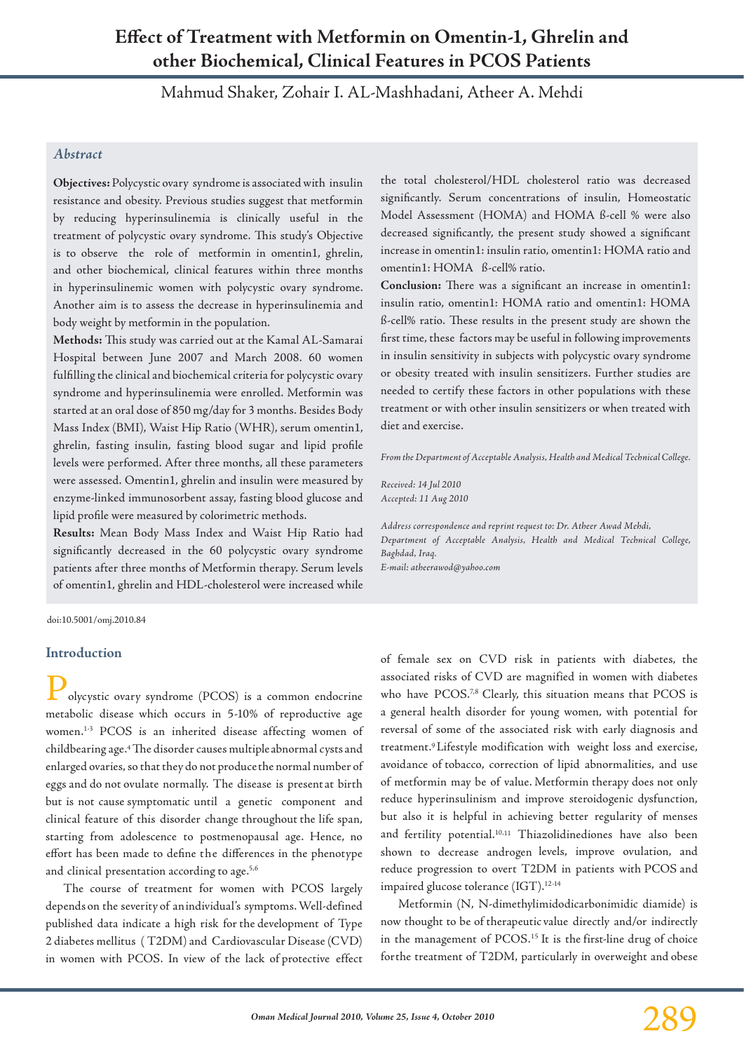# Effect of Treatment with Metformin on Omentin-1, Ghrelin and other Biochemical, Clinical Features in PCOS Patients

Mahmud Shaker, Zohair I. AL-Mashhadani, Atheer A. Mehdi

## *Abstract*

**Objectives:** Polycystic ovary syndrome is associated with insulin resistance and obesity. Previous studies suggest that metformin by reducing hyperinsulinemia is clinically useful in the treatment of polycystic ovary syndrome. This study's Objective is to observe the role of metformin in omentin1, ghrelin, and other biochemical, clinical features within three months in hyperinsulinemic women with polycystic ovary syndrome. Another aim is to assess the decrease in hyperinsulinemia and body weight by metformin in the population.

**Methods:** This study was carried out at the Kamal AL-Samarai Hospital between June 2007 and March 2008. 60 women fulfilling the clinical and biochemical criteria for polycystic ovary syndrome and hyperinsulinemia were enrolled. Metformin was started at an oral dose of 850 mg/day for 3 months. Besides Body Mass Index (BMI), Waist Hip Ratio (WHR), serum omentin1, ghrelin, fasting insulin, fasting blood sugar and lipid profile levels were performed. After three months, all these parameters were assessed. Omentin1, ghrelin and insulin were measured by enzyme-linked immunosorbent assay, fasting blood glucose and lipid profile were measured by colorimetric methods.

**Results:** Mean Body Mass Index and Waist Hip Ratio had significantly decreased in the 60 polycystic ovary syndrome patients after three months of Metformin therapy. Serum levels of omentin1, ghrelin and HDL-cholesterol were increased while the total cholesterol/HDL cholesterol ratio was decreased significantly. Serum concentrations of insulin, Homeostatic Model Assessment (HOMA) and HOMA ß-cell % were also decreased significantly, the present study showed a significant increase in omentin1: insulin ratio, omentin1: HOMA ratio and omentin1: HOMA ß-cell% ratio.

**Conclusion:** There was a significant an increase in omentin1: insulin ratio, omentin1: HOMA ratio and omentin1: HOMA ß-cell% ratio. These results in the present study are shown the first time, these factors may be useful in following improvements in insulin sensitivity in subjects with polycystic ovary syndrome or obesity treated with insulin sensitizers. Further studies are needed to certify these factors in other populations with these treatment or with other insulin sensitizers or when treated with diet and exercise.

*From the Department of Acceptable Analysis, Health and Medical Technical College.*

*Received: 14 Jul 2010*
*Accepted: 11 Aug 2010*

*Address correspondence and reprint request to: Dr. Atheer Awad Mehdi, Department of Acceptable Analysis, Health and Medical Technical College, Baghdad, Iraq.*
*E-mail: atheerawod@yahoo.com*

doi:10.5001/omj.2010.84

## Introduction

Polycystic ovary syndrome (PCOS) is a common endocrine metabolic disease which occurs in 5-10% of reproductive age women.[1-3] PCOS is an inherited disease affecting women of childbearing age.[4] The disorder causes multiple abnormal cysts and enlarged ovaries, so that they do not produce the normal number of eggs and do not ovulate normally. The disease is present at birth but is not cause symptomatic until a genetic component and clinical feature of this disorder change throughout the life span, starting from adolescence to postmenopausal age. Hence, no effort has been made to define the differences in the phenotype and clinical presentation according to age.[5,6]

The course of treatment for women with PCOS largely depends on the severity of an individual's symptoms. Well-defined published data indicate a high risk for the development of Type 2 diabetes mellitus (T2DM) and Cardiovascular Disease (CVD) in women with PCOS. In view of the lack of protective effect of female sex on CVD risk in patients with diabetes, the associated risks of CVD are magnified in women with diabetes who have PCOS.[7,8] Clearly, this situation means that PCOS is a general health disorder for young women, with potential for reversal of some of the associated risk with early diagnosis and treatment.[9] Lifestyle modification with weight loss and exercise, avoidance of tobacco, correction of lipid abnormalities, and use of metformin may be of value. Metformin therapy does not only reduce hyperinsulinism and improve steroidogenic dysfunction, but also it is helpful in achieving better regularity of menses and fertility potential.[10,11] Thiazolidinediones have also been shown to decrease androgen levels, improve ovulation, and reduce progression to overt T2DM in patients with PCOS and impaired glucose tolerance (IGT).[12-14]

Metformin (N, N-dimethylimidodicarbonimidic diamide) is now thought to be of therapeutic value directly and/or indirectly in the management of PCOS.[15] It is the first-line drug of choice for the treatment of T2DM, particularly in overweight and obese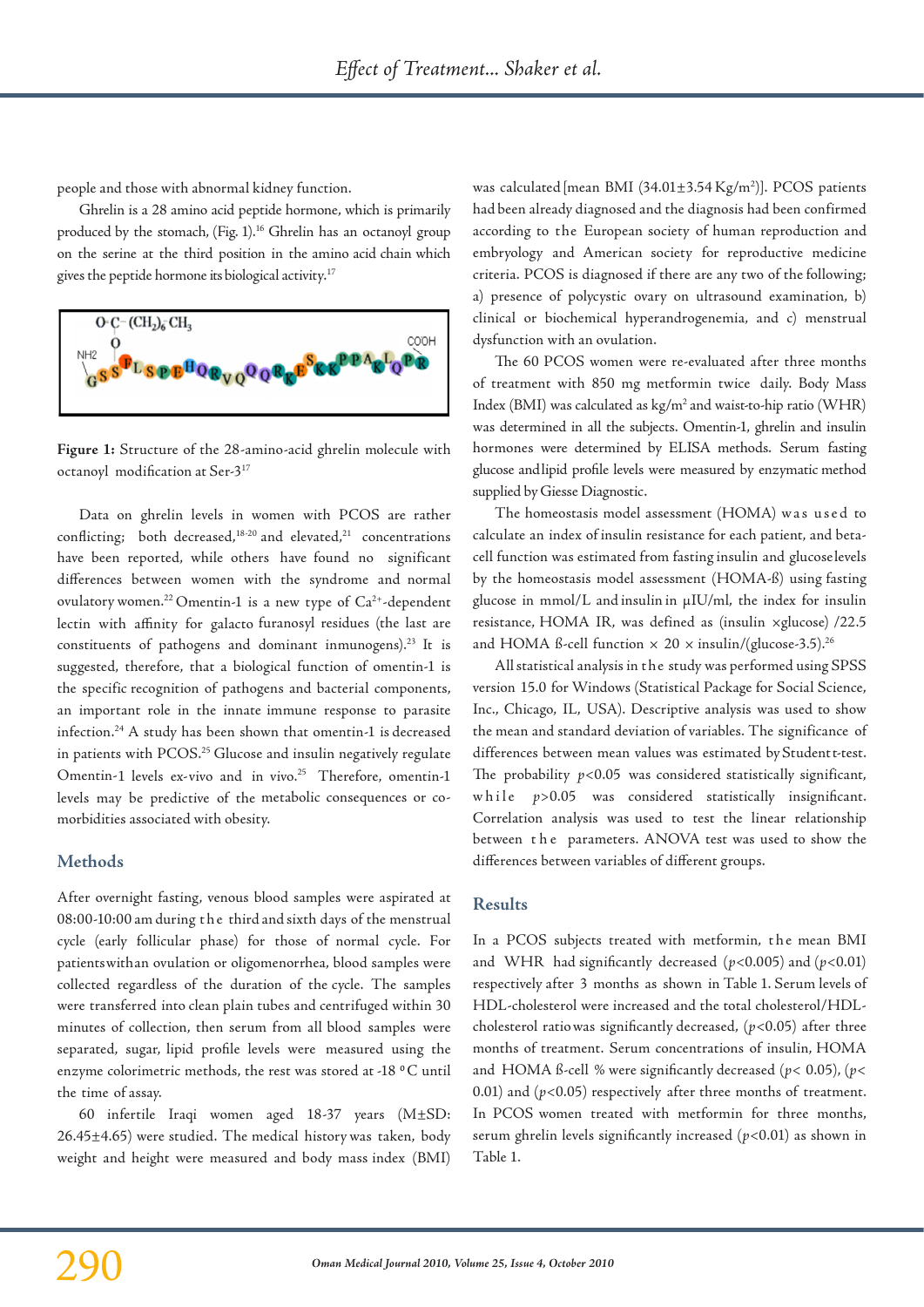people and those with abnormal kidney function.

Ghrelin is a 28 amino acid peptide hormone, which is primarily produced by the stomach, (Fig. 1).[16] Ghrelin has an octanoyl group on the serine at the third position in the amino acid chain which gives the peptide hormone its biological activity.[17]

**Figure 1:** Structure of the 28-amino-acid ghrelin molecule with octanoyl modification at Ser-3[17]

Data on ghrelin levels in women with PCOS are rather conflicting; both decreased,[18-20] and elevated,[21] concentrations have been reported, while others have found no significant differences between women with the syndrome and normal ovulatory women.[22] Omentin-1 is a new type of $Ca^{2+}$-dependent lectin with affinity for galacto furanosyl residues (the last are constituents of pathogens and dominant inmunogens).[23] It is suggested, therefore, that a biological function of omentin-1 is the specific recognition of pathogens and bacterial components, an important role in the innate immune response to parasite infection.[24] A study has been shown that omentin-1 is decreased in patients with PCOS.[25] Glucose and insulin negatively regulate Omentin-1 levels ex-vivo and in vivo.[25] Therefore, omentin-1 levels may be predictive of the metabolic consequences or co-morbidities associated with obesity.

## Methods

After overnight fasting, venous blood samples were aspirated at 08:00-10:00 am during the third and sixth days of the menstrual cycle (early follicular phase) for those of normal cycle. For patients with anovulation or oligomenorrhea, blood samples were collected regardless of the duration of the cycle. The samples were transferred into clean plain tubes and centrifuged within 30 minutes of collection, then serum from all blood samples were separated, sugar, lipid profile levels were measured using the enzyme colorimetric methods, the rest was stored at -18 ºC until the time of assay.

60 infertile Iraqi women aged 18-37 years (M±SD: 26.45±4.65) were studied. The medical history was taken, body weight and height were measured and body mass index (BMI) was calculated [mean BMI (34.01±3.54 Kg/m²)]. PCOS patients had been already diagnosed and the diagnosis had been confirmed according to the European society of human reproduction and embryology and American society for reproductive medicine criteria. PCOS is diagnosed if there are any two of the following; a) presence of polycystic ovary on ultrasound examination, b) clinical or biochemical hyperandrogenemia, and c) menstrual dysfunction with an ovulation.

The 60 PCOS women were re-evaluated after three months of treatment with 850 mg metformin twice daily. Body Mass Index (BMI) was calculated as kg/m² and waist-to-hip ratio (WHR) was determined in all the subjects. Omentin-1, ghrelin and insulin hormones were determined by ELISA methods. Serum fasting glucose and lipid profile levels were measured by enzymatic method supplied by Giesse Diagnostic.

The homeostasis model assessment (HOMA) was used to calculate an index of insulin resistance for each patient, and beta-cell function was estimated from fasting insulin and glucose levels by the homeostasis model assessment (HOMA-ß) using fasting glucose in mmol/L and insulin in µIU/ml, the index for insulin resistance, HOMA IR, was defined as (insulin ×glucose) /22.5 and HOMA ß-cell function × 20 × insulin/(glucose-3.5).[26]

All statistical analysis in the study was performed using SPSS version 15.0 for Windows (Statistical Package for Social Science, Inc., Chicago, IL, USA). Descriptive analysis was used to show the mean and standard deviation of variables. The significance of differences between mean values was estimated by Student t-test. The probability $p<0.05$ was considered statistically significant, while $p>0.05$ was considered statistically insignificant. Correlation analysis was used to test the linear relationship between the parameters. ANOVA test was used to show the differences between variables of different groups.

## Results

In a PCOS subjects treated with metformin, the mean BMI and WHR had significantly decreased ($p<0.005$) and ($p<0.01$) respectively after 3 months as shown in Table 1. Serum levels of HDL-cholesterol were increased and the total cholesterol/HDL-cholesterol ratio was significantly decreased, ($p<0.05$) after three months of treatment. Serum concentrations of insulin, HOMA and HOMA ß-cell % were significantly decreased ($p<0.05$), ($p<0.01$) and ($p<0.05$) respectively after three months of treatment. In PCOS women treated with metformin for three months, serum ghrelin levels significantly increased ($p<0.01$) as shown in Table 1.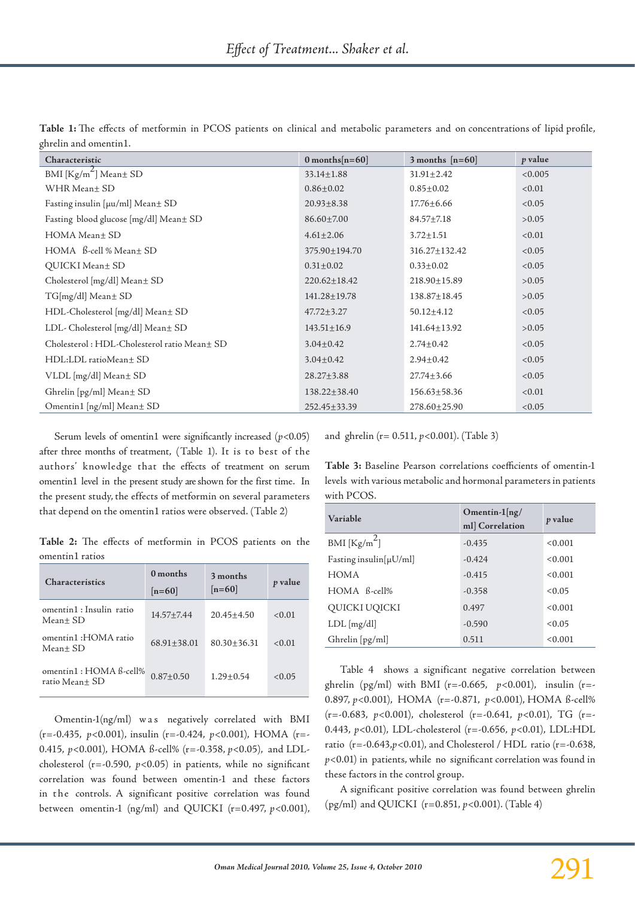**Table 1:** The effects of metformin in PCOS patients on clinical and metabolic parameters and on concentrations of lipid profile, ghrelin and omentin1.

| Characteristic | 0 months[n=60] | 3 months [n=60] | *p* value |
|---|---|---|---|
| BMI [Kg/m$^2$] Mean± SD | 33.14±1.88 | 31.91±2.42 | <0.005 |
| WHR Mean± SD | 0.86±0.02 | 0.85±0.02 | <0.01 |
| Fasting insulin [μu/ml] Mean± SD | 20.93±8.38 | 17.76±6.66 | <0.05 |
| Fasting blood glucose [mg/dl] Mean± SD | 86.60±7.00 | 84.57±7.18 | >0.05 |
| HOMA Mean± SD | 4.61±2.06 | 3.72±1.51 | <0.01 |
| HOMA ß-cell % Mean± SD | 375.90±194.70 | 316.27±132.42 | <0.05 |
| QUICKI Mean± SD | 0.31±0.02 | 0.33±0.02 | <0.05 |
| Cholesterol [mg/dl] Mean± SD | 220.62±18.42 | 218.90±15.89 | >0.05 |
| TG[mg/dl] Mean± SD | 141.28±19.78 | 138.87±18.45 | >0.05 |
| HDL-Cholesterol [mg/dl] Mean± SD | 47.72±3.27 | 50.12±4.12 | <0.05 |
| LDL- Cholesterol [mg/dl] Mean± SD | 143.51±16.9 | 141.64±13.92 | >0.05 |
| Cholesterol : HDL-Cholesterol ratio Mean± SD | 3.04±0.42 | 2.74±0.42 | <0.05 |
| HDL:LDL ratioMean± SD | 3.04±0.42 | 2.94±0.42 | <0.05 |
| VLDL [mg/dl] Mean± SD | 28.27±3.88 | 27.74±3.66 | <0.05 |
| Ghrelin [pg/ml] Mean± SD | 138.22±38.40 | 156.63±58.36 | <0.01 |
| Omentin1 [ng/ml] Mean± SD | 252.45±33.39 | 278.60±25.90 | <0.05 |

Serum levels of omentin1 were significantly increased ($p<0.05$) after three months of treatment, (Table 1). It is to best of the authors' knowledge that the effects of treatment on serum omentin1 level in the present study are shown for the first time. In the present study, the effects of metformin on several parameters that depend on the omentin1 ratios were observed. (Table 2)

**Table 2:** The effects of metformin in PCOS patients on the omentin1 ratios

| Characteristics | 0 months [n=60] | 3 months [n=60] | *p* value |
|---|---|---|---|
| omentin1 : Insulin ratio Mean± SD | 14.57±7.44 | 20.45±4.50 | <0.01 |
| omentin1 :HOMA ratio Mean± SD | 68.91±38.01 | 80.30±36.31 | <0.01 |
| omentin1 : HOMA ß-cell% ratio Mean± SD | 0.87±0.50 | 1.29±0.54 | <0.05 |

Omentin-1(ng/ml) was negatively correlated with BMI (r=-0.435, $p<0.001$), insulin (r=-0.424, $p<0.001$), HOMA (r=-0.415, $p<0.001$), HOMA ß-cell% (r=-0.358, $p<0.05$), and LDL-cholesterol (r=-0.590, $p<0.05$) in patients, while no significant correlation was found between omentin-1 and these factors in the controls. A significant positive correlation was found between omentin-1 (ng/ml) and QUICKI (r=0.497, $p<0.001$), and ghrelin (r= 0.511, $p<0.001$). (Table 3)

**Table 3:** Baseline Pearson correlations coefficients of omentin-1 levels with various metabolic and hormonal parameters in patients with PCOS.

| Variable | Omentin-1[ng/ml] Correlation | *p* value |
|---|---|---|
| BMI [Kg/m$^2$] | -0.435 | <0.001 |
| Fasting insulin[μU/ml] | -0.424 | <0.001 |
| HOMA | -0.415 | <0.001 |
| HOMA ß-cell% | -0.358 | <0.05 |
| QUICKI UQICKI | 0.497 | <0.001 |
| LDL [mg/dl] | -0.590 | <0.05 |
| Ghrelin [pg/ml] | 0.511 | <0.001 |

Table 4 shows a significant negative correlation between ghrelin (pg/ml) with BMI (r=-0.665, $p<0.001$), insulin (r=-0.897, $p<0.001$), HOMA (r=-0.871, $p<0.001$), HOMA ß-cell% (r=-0.683, $p<0.001$), cholesterol (r=-0.641, $p<0.01$), TG (r=-0.443, $p<0.01$), LDL-cholesterol (r=-0.656, $p<0.01$), LDL:HDL ratio (r=-0.643,$p<0.01$), and Cholesterol / HDL ratio (r=-0.638, $p<0.01$) in patients, while no significant correlation was found in these factors in the control group.

A significant positive correlation was found between ghrelin (pg/ml) and QUICKI (r=0.851, $p<0.001$). (Table 4)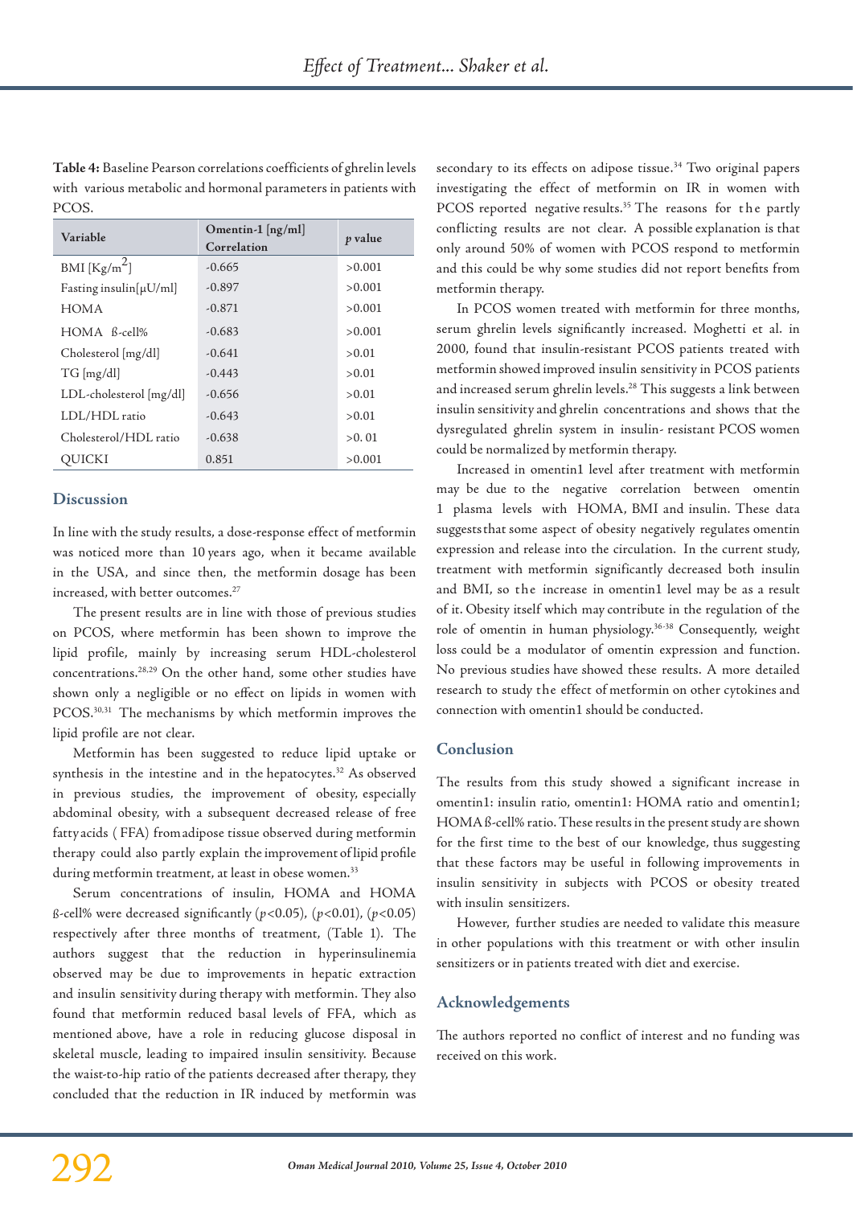**Table 4:** Baseline Pearson correlations coefficients of ghrelin levels with various metabolic and hormonal parameters in patients with PCOS.

| Variable | Omentin-1 [ng/ml] Correlation | $p$ value |
|---|---|---|
| BMI [Kg/m$^2$] | -0.665 | >0.001 |
| Fasting insulin[μU/ml] | -0.897 | >0.001 |
| HOMA | -0.871 | >0.001 |
| HOMA ß-cell% | -0.683 | >0.001 |
| Cholesterol [mg/dl] | -0.641 | >0.01 |
| TG [mg/dl] | -0.443 | >0.01 |
| LDL-cholesterol [mg/dl] | -0.656 | >0.01 |
| LDL/HDL ratio | -0.643 | >0.01 |
| Cholesterol/HDL ratio | -0.638 | >0. 01 |
| QUICKI | 0.851 | >0.001 |

## Discussion

In line with the study results, a dose-response effect of metformin was noticed more than 10 years ago, when it became available in the USA, and since then, the metformin dosage has been increased, with better outcomes.[27]

The present results are in line with those of previous studies on PCOS, where metformin has been shown to improve the lipid profile, mainly by increasing serum HDL-cholesterol concentrations.[28,29] On the other hand, some other studies have shown only a negligible or no effect on lipids in women with PCOS.[30,31] The mechanisms by which metformin improves the lipid profile are not clear.

Metformin has been suggested to reduce lipid uptake or synthesis in the intestine and in the hepatocytes.[32] As observed in previous studies, the improvement of obesity, especially abdominal obesity, with a subsequent decreased release of free fatty acids ( FFA) from adipose tissue observed during metformin therapy could also partly explain the improvement of lipid profile during metformin treatment, at least in obese women.[33]

Serum concentrations of insulin, HOMA and HOMA ß-cell% were decreased significantly ($p<0.05$), ($p<0.01$), ($p<0.05$) respectively after three months of treatment, (Table 1). The authors suggest that the reduction in hyperinsulinemia observed may be due to improvements in hepatic extraction and insulin sensitivity during therapy with metformin. They also found that metformin reduced basal levels of FFA, which as mentioned above, have a role in reducing glucose disposal in skeletal muscle, leading to impaired insulin sensitivity. Because the waist-to-hip ratio of the patients decreased after therapy, they concluded that the reduction in IR induced by metformin was secondary to its effects on adipose tissue.[34] Two original papers investigating the effect of metformin on IR in women with PCOS reported negative results.[35] The reasons for the partly conflicting results are not clear. A possible explanation is that only around 50% of women with PCOS respond to metformin and this could be why some studies did not report benefits from metformin therapy.

In PCOS women treated with metformin for three months, serum ghrelin levels significantly increased. Moghetti et al. in 2000, found that insulin-resistant PCOS patients treated with metformin showed improved insulin sensitivity in PCOS patients and increased serum ghrelin levels.[28] This suggests a link between insulin sensitivity and ghrelin concentrations and shows that the dysregulated ghrelin system in insulin- resistant PCOS women could be normalized by metformin therapy.

Increased in omentin1 level after treatment with metformin may be due to the negative correlation between omentin 1 plasma levels with HOMA, BMI and insulin. These data suggests that some aspect of obesity negatively regulates omentin expression and release into the circulation. In the current study, treatment with metformin significantly decreased both insulin and BMI, so the increase in omentin1 level may be as a result of it. Obesity itself which may contribute in the regulation of the role of omentin in human physiology.[36-38] Consequently, weight loss could be a modulator of omentin expression and function. No previous studies have showed these results. A more detailed research to study the effect of metformin on other cytokines and connection with omentin1 should be conducted.

## Conclusion

The results from this study showed a significant increase in omentin1: insulin ratio, omentin1: HOMA ratio and omentin1; HOMA ß-cell% ratio. These results in the present study are shown for the first time to the best of our knowledge, thus suggesting that these factors may be useful in following improvements in insulin sensitivity in subjects with PCOS or obesity treated with insulin sensitizers.

However, further studies are needed to validate this measure in other populations with this treatment or with other insulin sensitizers or in patients treated with diet and exercise.

## Acknowledgements

The authors reported no conflict of interest and no funding was received on this work.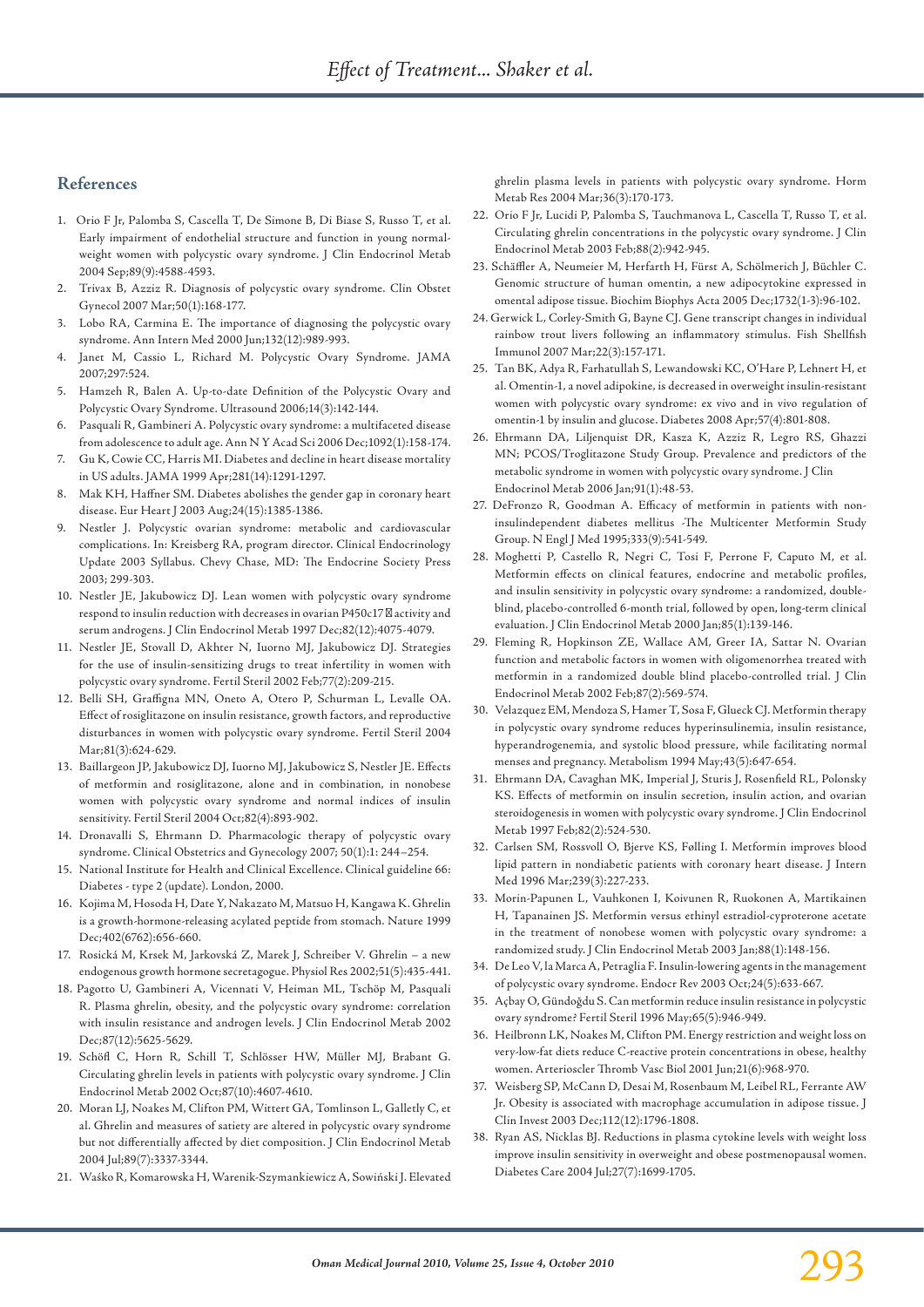## References

1. Orio F Jr, Palomba S, Cascella T, De Simone B, Di Biase S, Russo T, et al. Early impairment of endothelial structure and function in young normal-weight women with polycystic ovary syndrome. J Clin Endocrinol Metab 2004 Sep;89(9):4588-4593.
2. Trivax B, Azziz R. Diagnosis of polycystic ovary syndrome. Clin Obstet Gynecol 2007 Mar;50(1):168-177.
3. Lobo RA, Carmina E. The importance of diagnosing the polycystic ovary syndrome. Ann Intern Med 2000 Jun;132(12):989-993.
4. Janet M, Cassio L, Richard M. Polycystic Ovary Syndrome. JAMA 2007;297:524.
5. Hamzeh R, Balen A. Up-to-date Definition of the Polycystic Ovary and Polycystic Ovary Syndrome. Ultrasound 2006;14(3):142-144.
6. Pasquali R, Gambineri A. Polycystic ovary syndrome: a multifaceted disease from adolescence to adult age. Ann N Y Acad Sci 2006 Dec;1092(1):158-174.
7. Gu K, Cowie CC, Harris MI. Diabetes and decline in heart disease mortality in US adults. JAMA 1999 Apr;281(14):1291-1297.
8. Mak KH, Haffner SM. Diabetes abolishes the gender gap in coronary heart disease. Eur Heart J 2003 Aug;24(15):1385-1386.
9. Nestler J. Polycystic ovarian syndrome: metabolic and cardiovascular complications. In: Kreisberg RA, program director. Clinical Endocrinology Update 2003 Syllabus. Chevy Chase, MD: The Endocrine Society Press 2003; 299-303.
10. Nestler JE, Jakubowicz DJ. Lean women with polycystic ovary syndrome respond to insulin reduction with decreases in ovarian P450c17 activity and serum androgens. J Clin Endocrinol Metab 1997 Dec;82(12):4075-4079.
11. Nestler JE, Stovall D, Akhter N, Iuorno MJ, Jakubowicz DJ. Strategies for the use of insulin-sensitizing drugs to treat infertility in women with polycystic ovary syndrome. Fertil Steril 2002 Feb;77(2):209-215.
12. Belli SH, Graffigna MN, Oneto A, Otero P, Schurman L, Levalle OA. Effect of rosiglitazone on insulin resistance, growth factors, and reproductive disturbances in women with polycystic ovary syndrome. Fertil Steril 2004 Mar;81(3):624-629.
13. Baillargeon JP, Jakubowicz DJ, Iuorno MJ, Jakubowicz S, Nestler JE. Effects of metformin and rosiglitazone, alone and in combination, in nonobese women with polycystic ovary syndrome and normal indices of insulin sensitivity. Fertil Steril 2004 Oct;82(4):893-902.
14. Dronavalli S, Ehrmann D. Pharmacologic therapy of polycystic ovary syndrome. Clinical Obstetrics and Gynecology 2007; 50(1):1: 244–254.
15. National Institute for Health and Clinical Excellence. Clinical guideline 66: Diabetes - type 2 (update). London, 2000.
16. Kojima M, Hosoda H, Date Y, Nakazato M, Matsuo H, Kangawa K. Ghrelin is a growth-hormone-releasing acylated peptide from stomach. Nature 1999 Dec;402(6762):656-660.
17. Rosická M, Krsek M, Jarkovská Z, Marek J, Schreiber V. Ghrelin – a new endogenous growth hormone secretagogue. Physiol Res 2002;51(5):435-441.
18. Pagotto U, Gambineri A, Vicennati V, Heiman ML, Tschöp M, Pasquali R. Plasma ghrelin, obesity, and the polycystic ovary syndrome: correlation with insulin resistance and androgen levels. J Clin Endocrinol Metab 2002 Dec;87(12):5625-5629.
19. Schöfl C, Horn R, Schill T, Schlösser HW, Müller MJ, Brabant G. Circulating ghrelin levels in patients with polycystic ovary syndrome. J Clin Endocrinol Metab 2002 Oct;87(10):4607-4610.
20. Moran LJ, Noakes M, Clifton PM, Wittert GA, Tomlinson L, Galletly C, et al. Ghrelin and measures of satiety are altered in polycystic ovary syndrome but not differentially affected by diet composition. J Clin Endocrinol Metab 2004 Jul;89(7):3337-3344.
21. Waśko R, Komarowska H, Warenik-Szymankiewicz A, Sowiński J. Elevated ghrelin plasma levels in patients with polycystic ovary syndrome. Horm Metab Res 2004 Mar;36(3):170-173.
22. Orio F Jr, Lucidi P, Palomba S, Tauchmanova L, Cascella T, Russo T, et al. Circulating ghrelin concentrations in the polycystic ovary syndrome. J Clin Endocrinol Metab 2003 Feb;88(2):942-945.
23. Schäffler A, Neumeier M, Herfarth H, Fürst A, Schölmerich J, Büchler C. Genomic structure of human omentin, a new adipocytokine expressed in omental adipose tissue. Biochim Biophys Acta 2005 Dec;1732(1-3):96-102.
24. Gerwick L, Corley-Smith G, Bayne CJ. Gene transcript changes in individual rainbow trout livers following an inflammatory stimulus. Fish Shellfish Immunol 2007 Mar;22(3):157-171.
25. Tan BK, Adya R, Farhatullah S, Lewandowski KC, O'Hare P, Lehnert H, et al. Omentin-1, a novel adipokine, is decreased in overweight insulin-resistant women with polycystic ovary syndrome: ex vivo and in vivo regulation of omentin-1 by insulin and glucose. Diabetes 2008 Apr;57(4):801-808.
26. Ehrmann DA, Liljenquist DR, Kasza K, Azziz R, Legro RS, Ghazzi MN; PCOS/Troglitazone Study Group. Prevalence and predictors of the metabolic syndrome in women with polycystic ovary syndrome. J Clin Endocrinol Metab 2006 Jan;91(1):48-53.
27. DeFronzo R, Goodman A. Efficacy of metformin in patients with non-insulindependent diabetes mellitus -The Multicenter Metformin Study Group. N Engl J Med 1995;333(9):541-549.
28. Moghetti P, Castello R, Negri C, Tosi F, Perrone F, Caputo M, et al. Metformin effects on clinical features, endocrine and metabolic profiles, and insulin sensitivity in polycystic ovary syndrome: a randomized, double-blind, placebo-controlled 6-month trial, followed by open, long-term clinical evaluation. J Clin Endocrinol Metab 2000 Jan;85(1):139-146.
29. Fleming R, Hopkinson ZE, Wallace AM, Greer IA, Sattar N. Ovarian function and metabolic factors in women with oligomenorrhea treated with metformin in a randomized double blind placebo-controlled trial. J Clin Endocrinol Metab 2002 Feb;87(2):569-574.
30. Velazquez EM, Mendoza S, Hamer T, Sosa F, Glueck CJ. Metformin therapy in polycystic ovary syndrome reduces hyperinsulinemia, insulin resistance, hyperandrogenemia, and systolic blood pressure, while facilitating normal menses and pregnancy. Metabolism 1994 May;43(5):647-654.
31. Ehrmann DA, Cavaghan MK, Imperial J, Sturis J, Rosenfield RL, Polonsky KS. Effects of metformin on insulin secretion, insulin action, and ovarian steroidogenesis in women with polycystic ovary syndrome. J Clin Endocrinol Metab 1997 Feb;82(2):524-530.
32. Carlsen SM, Rossvoll O, Bjerve KS, Følling I. Metformin improves blood lipid pattern in nondiabetic patients with coronary heart disease. J Intern Med 1996 Mar;239(3):227-233.
33. Morin-Papunen L, Vauhkonen I, Koivunen R, Ruokonen A, Martikainen H, Tapanainen JS. Metformin versus ethinyl estradiol-cyproterone acetate in the treatment of nonobese women with polycystic ovary syndrome: a randomized study. J Clin Endocrinol Metab 2003 Jan;88(1):148-156.
34. De Leo V, la Marca A, Petraglia F. Insulin-lowering agents in the management of polycystic ovary syndrome. Endocr Rev 2003 Oct;24(5):633-667.
35. Açbay O, Gündoğdu S. Can metformin reduce insulin resistance in polycystic ovary syndrome? Fertil Steril 1996 May;65(5):946-949.
36. Heilbronn LK, Noakes M, Clifton PM. Energy restriction and weight loss on very-low-fat diets reduce C-reactive protein concentrations in obese, healthy women. Arterioscler Thromb Vasc Biol 2001 Jun;21(6):968-970.
37. Weisberg SP, McCann D, Desai M, Rosenbaum M, Leibel RL, Ferrante AW Jr. Obesity is associated with macrophage accumulation in adipose tissue. J Clin Invest 2003 Dec;112(12):1796-1808.
38. Ryan AS, Nicklas BJ. Reductions in plasma cytokine levels with weight loss improve insulin sensitivity in overweight and obese postmenopausal women. Diabetes Care 2004 Jul;27(7):1699-1705.